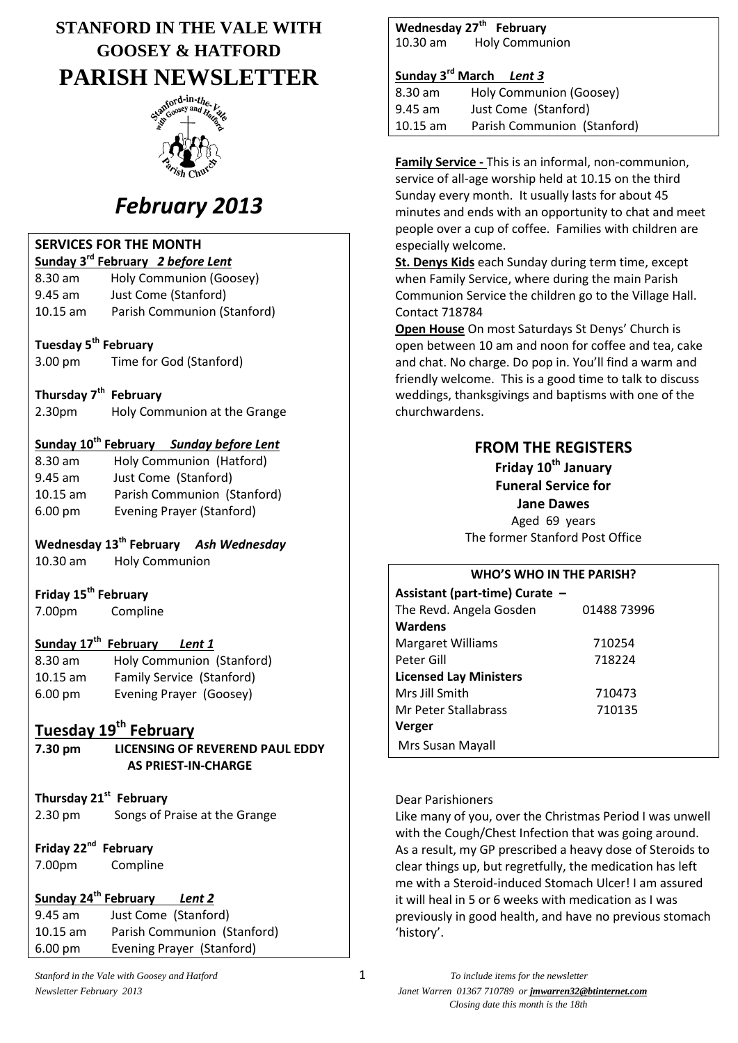# STANFORD IN THE VALE WITH GOOSEY & HATFORD PARISH NEWSLETTER

# *February 2013*

## SERVICES FOR THE MONTH

**Sunday 3rd February** ***2 before Lent***
8.30 am Holy Communion (Goosey)
9.45 am Just Come (Stanford)
10.15 am Parish Communion (Stanford)

**Tuesday 5th February**
3.00 pm Time for God (Stanford)

**Thursday 7th February**
2.30pm Holy Communion at the Grange

**Sunday 10th February** ***Sunday before Lent***
8.30 am Holy Communion (Hatford)
9.45 am Just Come (Stanford)
10.15 am Parish Communion (Stanford)
6.00 pm Evening Prayer (Stanford)

**Wednesday 13th February** ***Ash Wednesday***
10.30 am Holy Communion

**Friday 15th February**
7.00pm Compline

**Sunday 17th February** ***Lent 1***
8.30 am Holy Communion (Stanford)
10.15 am Family Service (Stanford)
6.00 pm Evening Prayer (Goosey)

**Tuesday 19th February**
**7.30 pm LICENSING OF REVEREND PAUL EDDY AS PRIEST-IN-CHARGE**

**Thursday 21st February**
2.30 pm Songs of Praise at the Grange

**Friday 22nd February**
7.00pm Compline

**Sunday 24th February** ***Lent 2***
9.45 am Just Come (Stanford)
10.15 am Parish Communion (Stanford)
6.00 pm Evening Prayer (Stanford)

**Wednesday 27th February**
10.30 am Holy Communion

**Sunday 3rd March** ***Lent 3***
8.30 am Holy Communion (Goosey)
9.45 am Just Come (Stanford)
10.15 am Parish Communion (Stanford)

**Family Service -** This is an informal, non-communion, service of all-age worship held at 10.15 on the third Sunday every month. It usually lasts for about 45 minutes and ends with an opportunity to chat and meet people over a cup of coffee. Families with children are especially welcome.

**St. Denys Kids** each Sunday during term time, except when Family Service, where during the main Parish Communion Service the children go to the Village Hall. Contact 718784

**Open House** On most Saturdays St Denys' Church is open between 10 am and noon for coffee and tea, cake and chat. No charge. Do pop in. You'll find a warm and friendly welcome. This is a good time to talk to discuss weddings, thanksgivings and baptisms with one of the churchwardens.

## FROM THE REGISTERS

**Friday 10th January**
**Funeral Service for**
**Jane Dawes**
Aged 69 years
The former Stanford Post Office

### WHO'S WHO IN THE PARISH?

| | |
|---|---|
| **Assistant (part-time) Curate –** | |
| The Revd. Angela Gosden | 01488 73996 |
| **Wardens** | |
| Margaret Williams | 710254 |
| Peter Gill | 718224 |
| **Licensed Lay Ministers** | |
| Mrs Jill Smith | 710473 |
| Mr Peter Stallabrass | 710135 |
| **Verger** | |
| Mrs Susan Mayall | |

Dear Parishioners

Like many of you, over the Christmas Period I was unwell with the Cough/Chest Infection that was going around. As a result, my GP prescribed a heavy dose of Steroids to clear things up, but regretfully, the medication has left me with a Steroid-induced Stomach Ulcer! I am assured it will heal in 5 or 6 weeks with medication as I was previously in good health, and have no previous stomach 'history'.

*To include items for the newsletter*
*Janet Warren 01367 710789 or* ***jmwarren32@btinternet.com***
*Closing date this month is the 18th*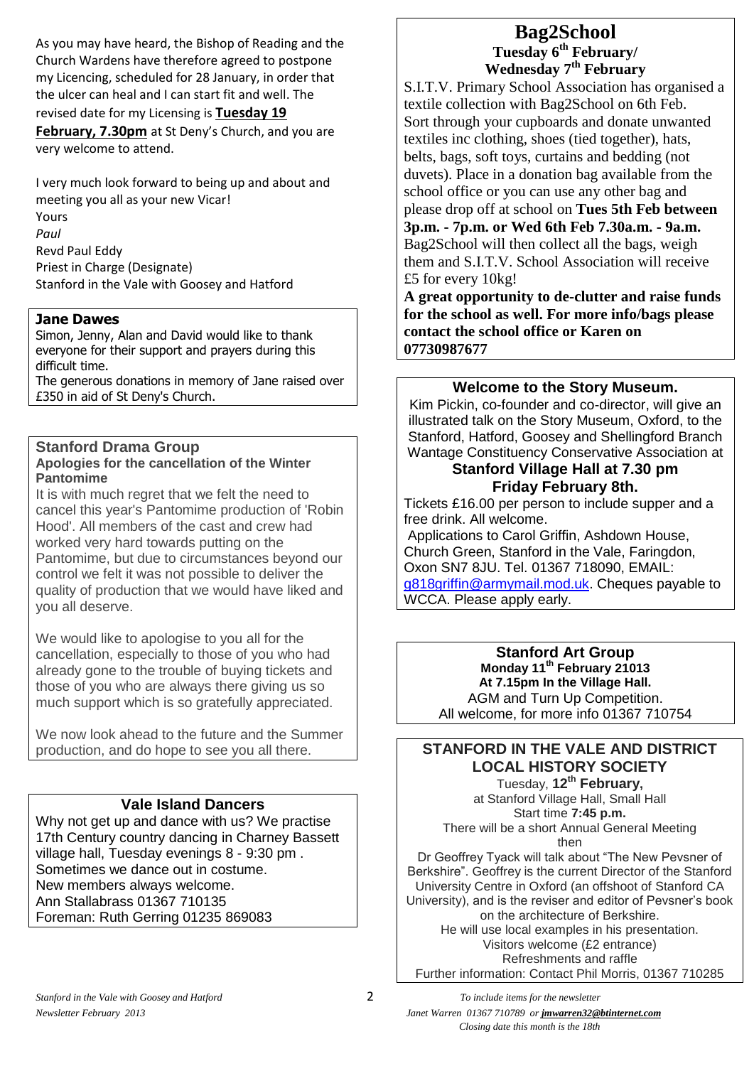As you may have heard, the Bishop of Reading and the Church Wardens have therefore agreed to postpone my Licencing, scheduled for 28 January, in order that the ulcer can heal and I can start fit and well. The revised date for my Licensing is **Tuesday 19 February, 7.30pm** at St Deny's Church, and you are very welcome to attend.

I very much look forward to being up and about and meeting you all as your new Vicar!

Yours

*Paul*

Revd Paul Eddy

Priest in Charge (Designate)

Stanford in the Vale with Goosey and Hatford

### Jane Dawes

Simon, Jenny, Alan and David would like to thank everyone for their support and prayers during this difficult time.

The generous donations in memory of Jane raised over £350 in aid of St Deny's Church.

### Stanford Drama Group

**Apologies for the cancellation of the Winter Pantomime**

It is with much regret that we felt the need to cancel this year's Pantomime production of 'Robin Hood'. All members of the cast and crew had worked very hard towards putting on the Pantomime, but due to circumstances beyond our control we felt it was not possible to deliver the quality of production that we would have liked and you all deserve.

We would like to apologise to you all for the cancellation, especially to those of you who had already gone to the trouble of buying tickets and those of you who are always there giving us so much support which is so gratefully appreciated.

We now look ahead to the future and the Summer production, and do hope to see you all there.

### Vale Island Dancers

Why not get up and dance with us? We practise 17th Century country dancing in Charney Bassett village hall, Tuesday evenings 8 - 9:30 pm . Sometimes we dance out in costume.

New members always welcome.

Ann Stallabrass 01367 710135

Foreman: Ruth Gerring 01235 869083

## Bag2School

**Tuesday 6th February/ Wednesday 7th February**

S.I.T.V. Primary School Association has organised a textile collection with Bag2School on 6th Feb. Sort through your cupboards and donate unwanted textiles inc clothing, shoes (tied together), hats, belts, bags, soft toys, curtains and bedding (not duvets). Place in a donation bag available from the school office or you can use any other bag and please drop off at school on **Tues 5th Feb between 3p.m. - 7p.m. or Wed 6th Feb 7.30a.m. - 9a.m.** Bag2School will then collect all the bags, weigh them and S.I.T.V. School Association will receive £5 for every 10kg!

**A great opportunity to de-clutter and raise funds for the school as well. For more info/bags please contact the school office or Karen on 07730987677**

### Welcome to the Story Museum.

Kim Pickin, co-founder and co-director, will give an illustrated talk on the Story Museum, Oxford, to the Stanford, Hatford, Goosey and Shellingford Branch Wantage Constituency Conservative Association at

**Stanford Village Hall at 7.30 pm Friday February 8th.**

Tickets £16.00 per person to include supper and a free drink. All welcome.

Applications to Carol Griffin, Ashdown House, Church Green, Stanford in the Vale, Faringdon, Oxon SN7 8JU. Tel. 01367 718090, EMAIL: g818griffin@armymail.mod.uk. Cheques payable to WCCA. Please apply early.

### Stanford Art Group

**Monday 11th February 21013**

**At 7.15pm In the Village Hall.**

AGM and Turn Up Competition.

All welcome, for more info 01367 710754

### STANFORD IN THE VALE AND DISTRICT LOCAL HISTORY SOCIETY

Tuesday, **12th February,**

at Stanford Village Hall, Small Hall

Start time **7:45 p.m.**

There will be a short Annual General Meeting then

Dr Geoffrey Tyack will talk about "The New Pevsner of Berkshire". Geoffrey is the current Director of the Stanford University Centre in Oxford (an offshoot of Stanford CA University), and is the reviser and editor of Pevsner's book on the architecture of Berkshire.

He will use local examples in his presentation.

Visitors welcome (£2 entrance)

Refreshments and raffle

Further information: Contact Phil Morris, 01367 710285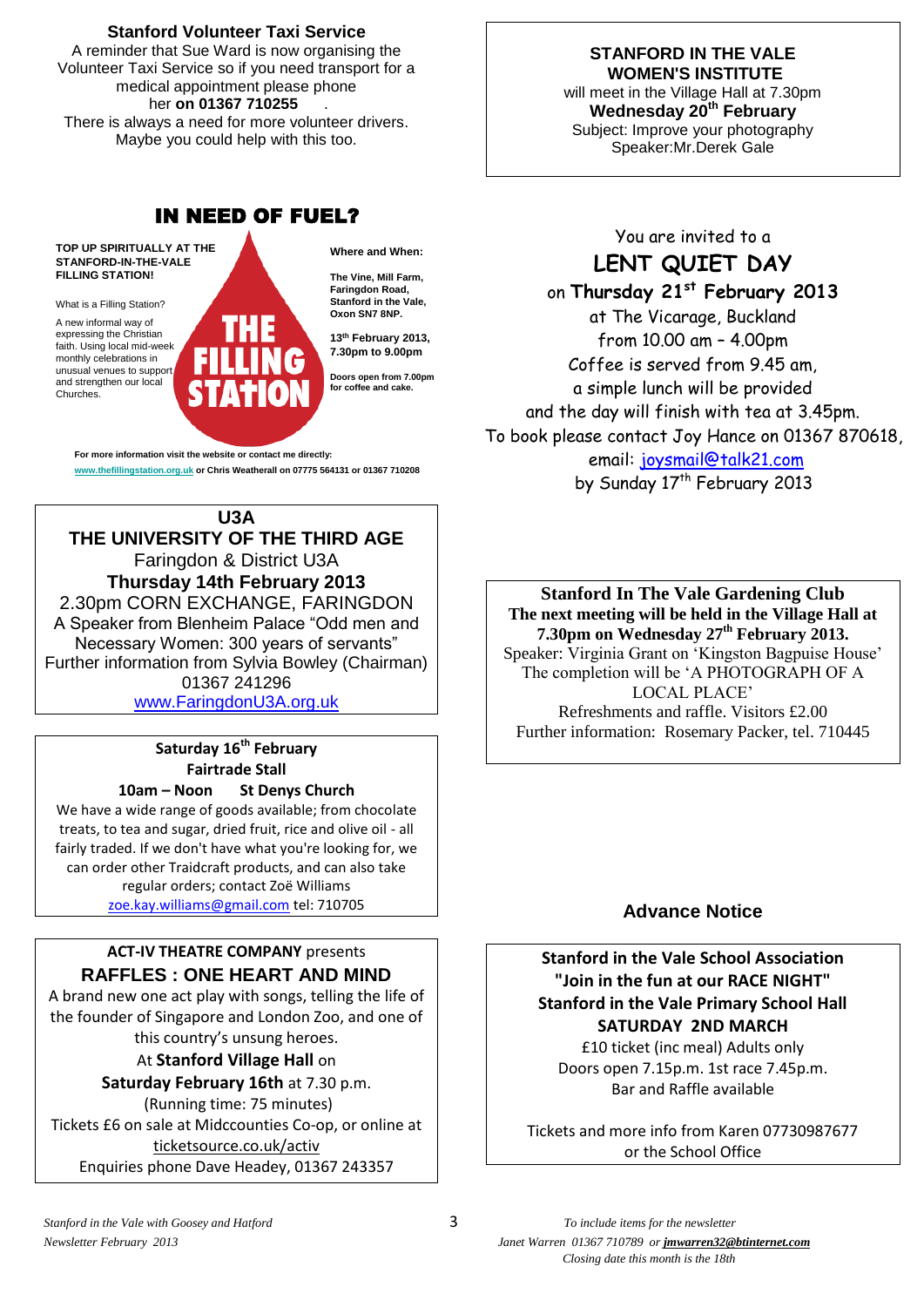## Stanford Volunteer Taxi Service

A reminder that Sue Ward is now organising the Volunteer Taxi Service so if you need transport for a medical appointment please phone her **on 01367 710255** .

There is always a need for more volunteer drivers. Maybe you could help with this too.

## IN NEED OF FUEL?

**TOP UP SPIRITUALLY AT THE STANFORD-IN-THE-VALE FILLING STATION!**

What is a Filling Station?

A new informal way of expressing the Christian faith. Using local mid-week monthly celebrations in unusual venues to support and strengthen our local Churches.

**THE FILLING STATION**

**Where and When:**

**The Vine, Mill Farm, Faringdon Road, Stanford in the Vale, Oxon SN7 8NP.**

**13th February 2013, 7.30pm to 9.00pm**

**Doors open from 7.00pm for coffee and cake.**

**For more information visit the website or contact me directly:**
**www.thefillingstation.org.uk or Chris Weatherall on 07775 564131 or 01367 710208**

## U3A
## THE UNIVERSITY OF THE THIRD AGE

Faringdon & District U3A

**Thursday 14th February 2013**

2.30pm CORN EXCHANGE, FARINGDON

A Speaker from Blenheim Palace "Odd men and Necessary Women: 300 years of servants"

Further information from Sylvia Bowley (Chairman) 01367 241296

www.FaringdonU3A.org.uk

**Saturday 16th February**
**Fairtrade Stall**
**10am – Noon St Denys Church**

We have a wide range of goods available; from chocolate treats, to tea and sugar, dried fruit, rice and olive oil - all fairly traded. If we don't have what you're looking for, we can order other Traidcraft products, and can also take regular orders; contact Zoë Williams zoe.kay.williams@gmail.com tel: 710705

**ACT-IV THEATRE COMPANY** presents

## RAFFLES : ONE HEART AND MIND

A brand new one act play with songs, telling the life of the founder of Singapore and London Zoo, and one of this country's unsung heroes.

At **Stanford Village Hall** on **Saturday February 16th** at 7.30 p.m.

(Running time: 75 minutes)

Tickets £6 on sale at Midccounties Co-op, or online at ticketsource.co.uk/activ

Enquiries phone Dave Headey, 01367 243357

## STANFORD IN THE VALE WOMEN'S INSTITUTE

will meet in the Village Hall at 7.30pm

**Wednesday 20th February**

Subject: Improve your photography

Speaker:Mr.Derek Gale

You are invited to a

## LENT QUIET DAY

on **Thursday 21st February 2013**

at The Vicarage, Buckland

from 10.00 am – 4.00pm

Coffee is served from 9.45 am,

a simple lunch will be provided

and the day will finish with tea at 3.45pm.

To book please contact Joy Hance on 01367 870618,

email: joysmail@talk21.com

by Sunday 17th February 2013

**Stanford In The Vale Gardening Club**

**The next meeting will be held in the Village Hall at 7.30pm on Wednesday 27th February 2013.**

Speaker: Virginia Grant on 'Kingston Bagpuise House'

The completion will be 'A PHOTOGRAPH OF A LOCAL PLACE'

Refreshments and raffle. Visitors £2.00

Further information: Rosemary Packer, tel. 710445

### Advance Notice

**Stanford in the Vale School Association**
**"Join in the fun at our RACE NIGHT"**
**Stanford in the Vale Primary School Hall**
**SATURDAY 2ND MARCH**

£10 ticket (inc meal) Adults only

Doors open 7.15p.m. 1st race 7.45p.m.

Bar and Raffle available

Tickets and more info from Karen 07730987677 or the School Office

*To include items for the newsletter*
*Janet Warren 01367 710789 or **jmwarren32@btinternet.com***
*Closing date this month is the 18th*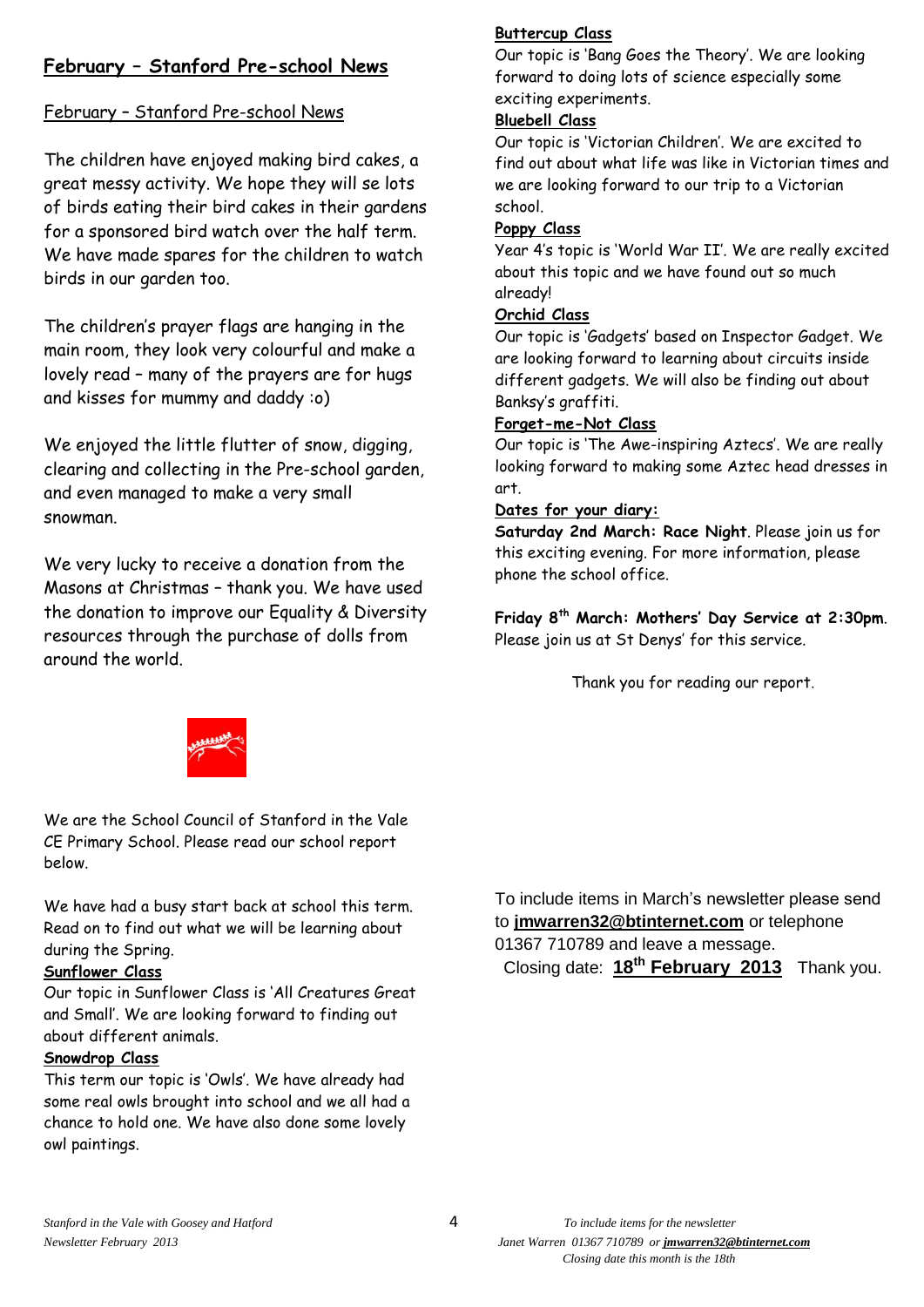## February – Stanford Pre-school News

February – Stanford Pre-school News

The children have enjoyed making bird cakes, a great messy activity. We hope they will se lots of birds eating their bird cakes in their gardens for a sponsored bird watch over the half term. We have made spares for the children to watch birds in our garden too.

The children's prayer flags are hanging in the main room, they look very colourful and make a lovely read – many of the prayers are for hugs and kisses for mummy and daddy :o)

We enjoyed the little flutter of snow, digging, clearing and collecting in the Pre-school garden, and even managed to make a very small snowman.

We very lucky to receive a donation from the Masons at Christmas – thank you. We have used the donation to improve our Equality & Diversity resources through the purchase of dolls from around the world.

We are the School Council of Stanford in the Vale CE Primary School. Please read our school report below.

We have had a busy start back at school this term. Read on to find out what we will be learning about during the Spring.

**Sunflower Class**

Our topic in Sunflower Class is 'All Creatures Great and Small'. We are looking forward to finding out about different animals.

**Snowdrop Class**

This term our topic is 'Owls'. We have already had some real owls brought into school and we all had a chance to hold one. We have also done some lovely owl paintings.

**Buttercup Class**

Our topic is 'Bang Goes the Theory'. We are looking forward to doing lots of science especially some exciting experiments.

**Bluebell Class**

Our topic is 'Victorian Children'. We are excited to find out about what life was like in Victorian times and we are looking forward to our trip to a Victorian school.

**Poppy Class**

Year 4's topic is 'World War II'. We are really excited about this topic and we have found out so much already!

**Orchid Class**

Our topic is 'Gadgets' based on Inspector Gadget. We are looking forward to learning about circuits inside different gadgets. We will also be finding out about Banksy's graffiti.

**Forget-me-Not Class**

Our topic is 'The Awe-inspiring Aztecs'. We are really looking forward to making some Aztec head dresses in art.

**Dates for your diary:**

**Saturday 2nd March: Race Night**. Please join us for this exciting evening. For more information, please phone the school office.

**Friday 8th March: Mothers' Day Service at 2:30pm**. Please join us at St Denys' for this service.

Thank you for reading our report.

To include items in March's newsletter please send to **jmwarren32@btinternet.com** or telephone 01367 710789 and leave a message.

Closing date: **18th February 2013** Thank you.